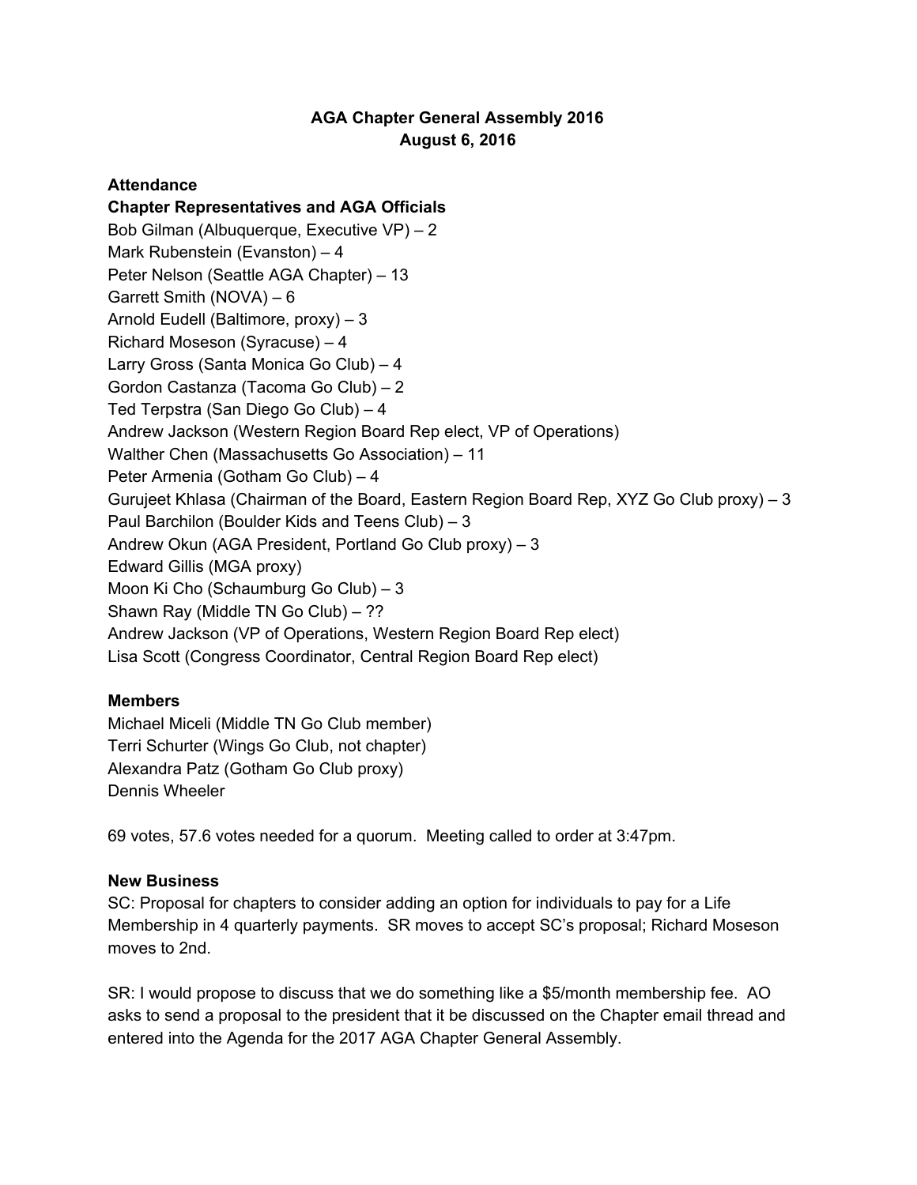# AGA Chapter General Assembly 2016
## August 6, 2016

**Attendance**

**Chapter Representatives and AGA Officials**

Bob Gilman (Albuquerque, Executive VP) – 2
Mark Rubenstein (Evanston) – 4
Peter Nelson (Seattle AGA Chapter) – 13
Garrett Smith (NOVA) – 6
Arnold Eudell (Baltimore, proxy) – 3
Richard Moseson (Syracuse) – 4
Larry Gross (Santa Monica Go Club) – 4
Gordon Castanza (Tacoma Go Club) – 2
Ted Terpstra (San Diego Go Club) – 4
Andrew Jackson (Western Region Board Rep elect, VP of Operations)
Walther Chen (Massachusetts Go Association) – 11
Peter Armenia (Gotham Go Club) – 4
Gurujeet Khlasa (Chairman of the Board, Eastern Region Board Rep, XYZ Go Club proxy) – 3
Paul Barchilon (Boulder Kids and Teens Club) – 3
Andrew Okun (AGA President, Portland Go Club proxy) – 3
Edward Gillis (MGA proxy)
Moon Ki Cho (Schaumburg Go Club) – 3
Shawn Ray (Middle TN Go Club) – ??
Andrew Jackson (VP of Operations, Western Region Board Rep elect)
Lisa Scott (Congress Coordinator, Central Region Board Rep elect)

**Members**

Michael Miceli (Middle TN Go Club member)
Terri Schurter (Wings Go Club, not chapter)
Alexandra Patz (Gotham Go Club proxy)
Dennis Wheeler

69 votes, 57.6 votes needed for a quorum. Meeting called to order at 3:47pm.

**New Business**

SC: Proposal for chapters to consider adding an option for individuals to pay for a Life Membership in 4 quarterly payments. SR moves to accept SC's proposal; Richard Moseson moves to 2nd.

SR: I would propose to discuss that we do something like a $5/month membership fee. AO asks to send a proposal to the president that it be discussed on the Chapter email thread and entered into the Agenda for the 2017 AGA Chapter General Assembly.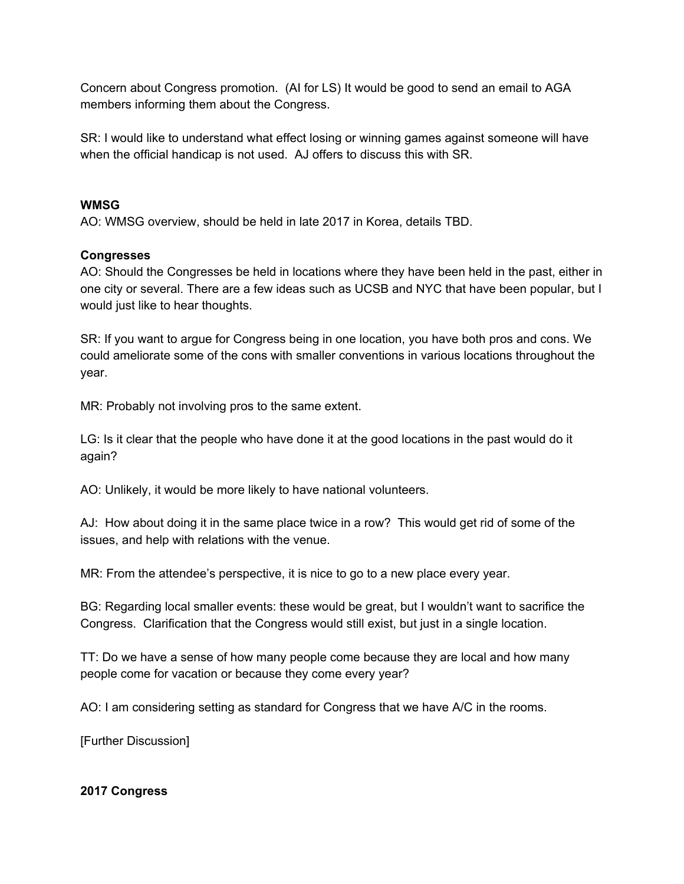Concern about Congress promotion.  (AI for LS) It would be good to send an email to AGA members informing them about the Congress.

SR: I would like to understand what effect losing or winning games against someone will have when the official handicap is not used.  AJ offers to discuss this with SR.

**WMSG**

AO: WMSG overview, should be held in late 2017 in Korea, details TBD.

**Congresses**

AO: Should the Congresses be held in locations where they have been held in the past, either in one city or several. There are a few ideas such as UCSB and NYC that have been popular, but I would just like to hear thoughts.

SR: If you want to argue for Congress being in one location, you have both pros and cons. We could ameliorate some of the cons with smaller conventions in various locations throughout the year.

MR: Probably not involving pros to the same extent.

LG: Is it clear that the people who have done it at the good locations in the past would do it again?

AO: Unlikely, it would be more likely to have national volunteers.

AJ:  How about doing it in the same place twice in a row?  This would get rid of some of the issues, and help with relations with the venue.

MR: From the attendee's perspective, it is nice to go to a new place every year.

BG: Regarding local smaller events: these would be great, but I wouldn't want to sacrifice the Congress.  Clarification that the Congress would still exist, but just in a single location.

TT: Do we have a sense of how many people come because they are local and how many people come for vacation or because they come every year?

AO: I am considering setting as standard for Congress that we have A/C in the rooms.

[Further Discussion]

**2017 Congress**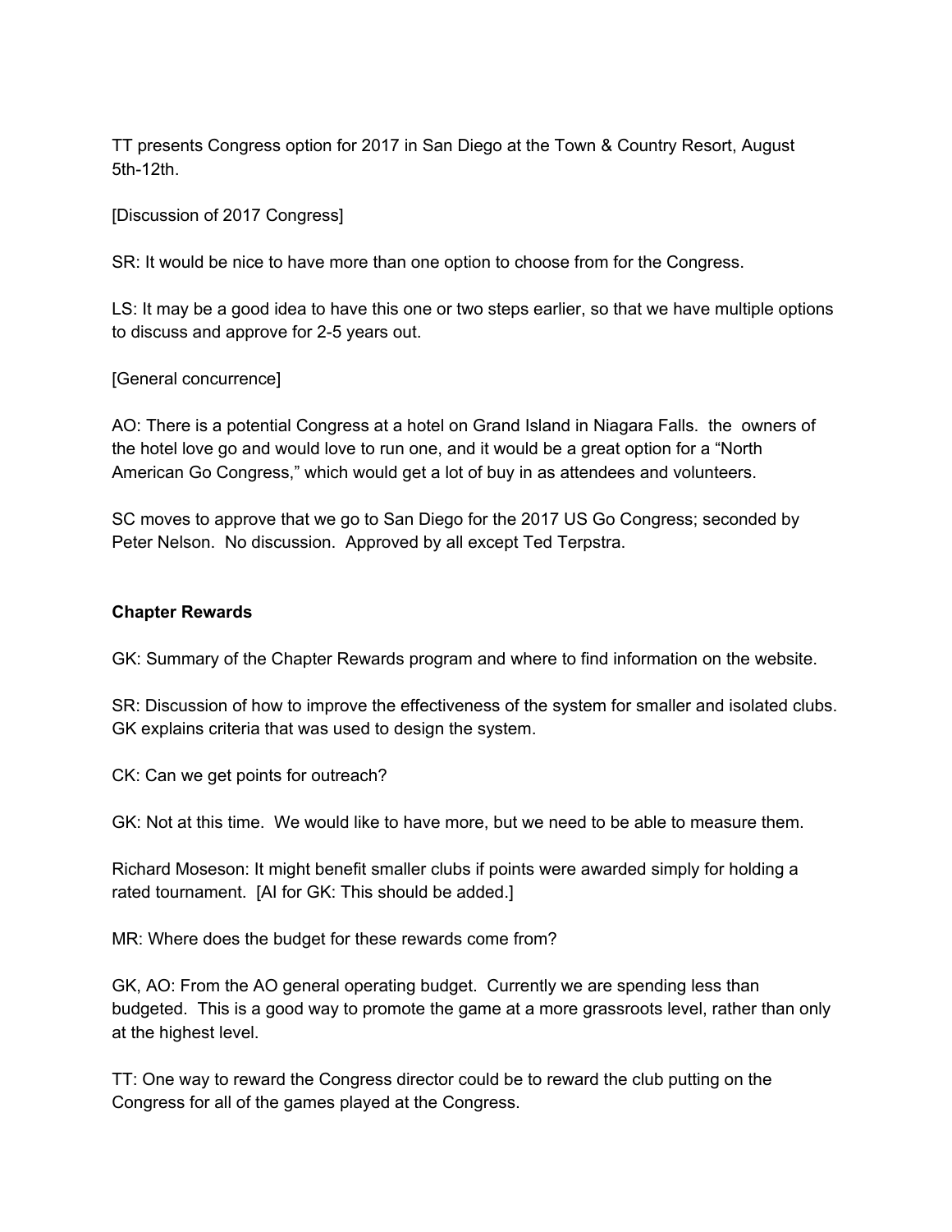TT presents Congress option for 2017 in San Diego at the Town & Country Resort, August 5th-12th.

[Discussion of 2017 Congress]

SR: It would be nice to have more than one option to choose from for the Congress.

LS: It may be a good idea to have this one or two steps earlier, so that we have multiple options to discuss and approve for 2-5 years out.

[General concurrence]

AO: There is a potential Congress at a hotel on Grand Island in Niagara Falls. the owners of the hotel love go and would love to run one, and it would be a great option for a "North American Go Congress," which would get a lot of buy in as attendees and volunteers.

SC moves to approve that we go to San Diego for the 2017 US Go Congress; seconded by Peter Nelson. No discussion. Approved by all except Ted Terpstra.

**Chapter Rewards**

GK: Summary of the Chapter Rewards program and where to find information on the website.

SR: Discussion of how to improve the effectiveness of the system for smaller and isolated clubs. GK explains criteria that was used to design the system.

CK: Can we get points for outreach?

GK: Not at this time. We would like to have more, but we need to be able to measure them.

Richard Moseson: It might benefit smaller clubs if points were awarded simply for holding a rated tournament. [AI for GK: This should be added.]

MR: Where does the budget for these rewards come from?

GK, AO: From the AO general operating budget. Currently we are spending less than budgeted. This is a good way to promote the game at a more grassroots level, rather than only at the highest level.

TT: One way to reward the Congress director could be to reward the club putting on the Congress for all of the games played at the Congress.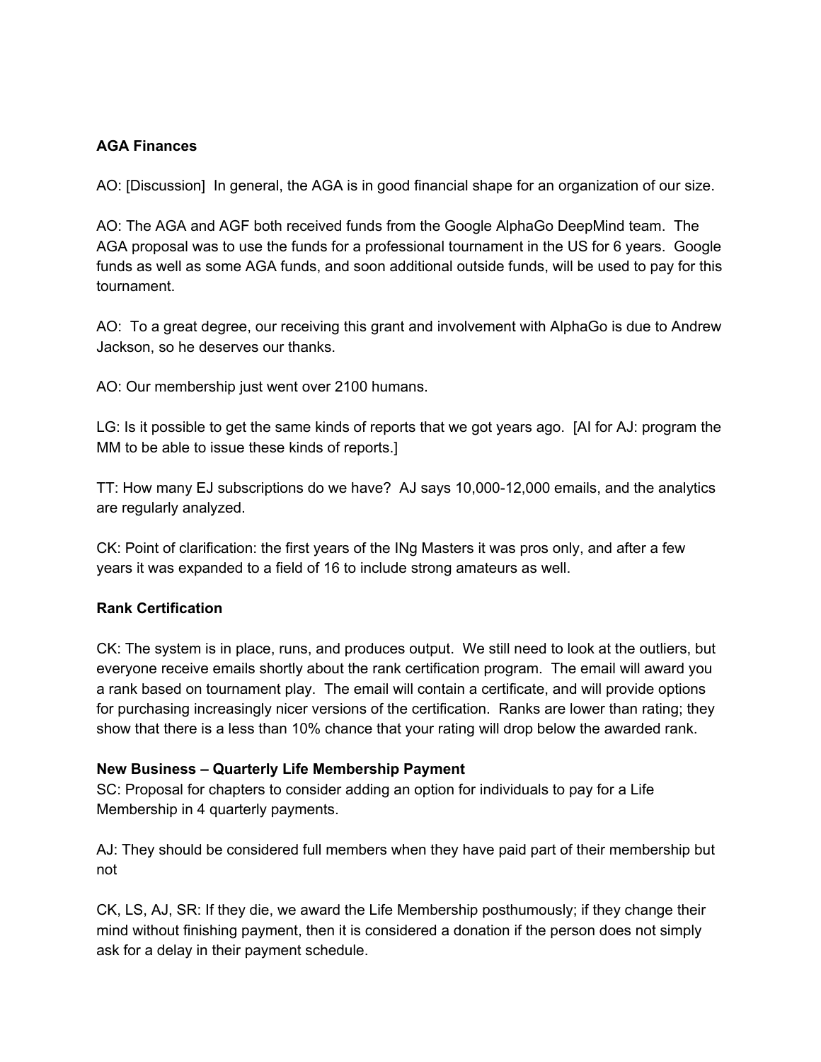**AGA Finances**

AO: [Discussion]  In general, the AGA is in good financial shape for an organization of our size.

AO: The AGA and AGF both received funds from the Google AlphaGo DeepMind team.  The AGA proposal was to use the funds for a professional tournament in the US for 6 years.  Google funds as well as some AGA funds, and soon additional outside funds, will be used to pay for this tournament.

AO:  To a great degree, our receiving this grant and involvement with AlphaGo is due to Andrew Jackson, so he deserves our thanks.

AO: Our membership just went over 2100 humans.

LG: Is it possible to get the same kinds of reports that we got years ago.  [AI for AJ: program the MM to be able to issue these kinds of reports.]

TT: How many EJ subscriptions do we have?  AJ says 10,000-12,000 emails, and the analytics are regularly analyzed.

CK: Point of clarification: the first years of the INg Masters it was pros only, and after a few years it was expanded to a field of 16 to include strong amateurs as well.

**Rank Certification**

CK: The system is in place, runs, and produces output.  We still need to look at the outliers, but everyone receive emails shortly about the rank certification program.  The email will award you a rank based on tournament play.  The email will contain a certificate, and will provide options for purchasing increasingly nicer versions of the certification.  Ranks are lower than rating; they show that there is a less than 10% chance that your rating will drop below the awarded rank.

**New Business – Quarterly Life Membership Payment**

SC: Proposal for chapters to consider adding an option for individuals to pay for a Life Membership in 4 quarterly payments.

AJ: They should be considered full members when they have paid part of their membership but not

CK, LS, AJ, SR: If they die, we award the Life Membership posthumously; if they change their mind without finishing payment, then it is considered a donation if the person does not simply ask for a delay in their payment schedule.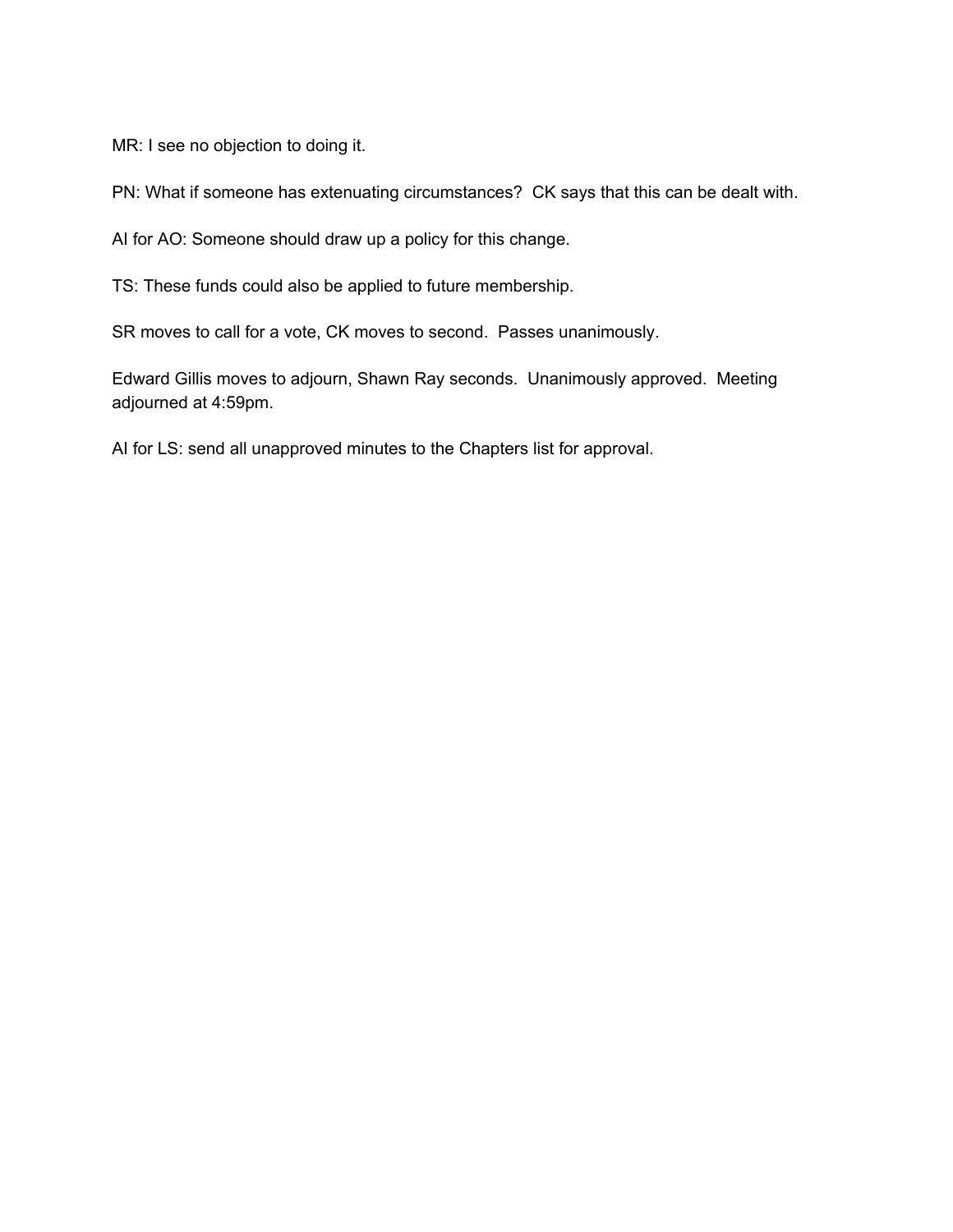MR: I see no objection to doing it.

PN: What if someone has extenuating circumstances? CK says that this can be dealt with.

AI for AO: Someone should draw up a policy for this change.

TS: These funds could also be applied to future membership.

SR moves to call for a vote, CK moves to second. Passes unanimously.

Edward Gillis moves to adjourn, Shawn Ray seconds. Unanimously approved. Meeting adjourned at 4:59pm.

AI for LS: send all unapproved minutes to the Chapters list for approval.